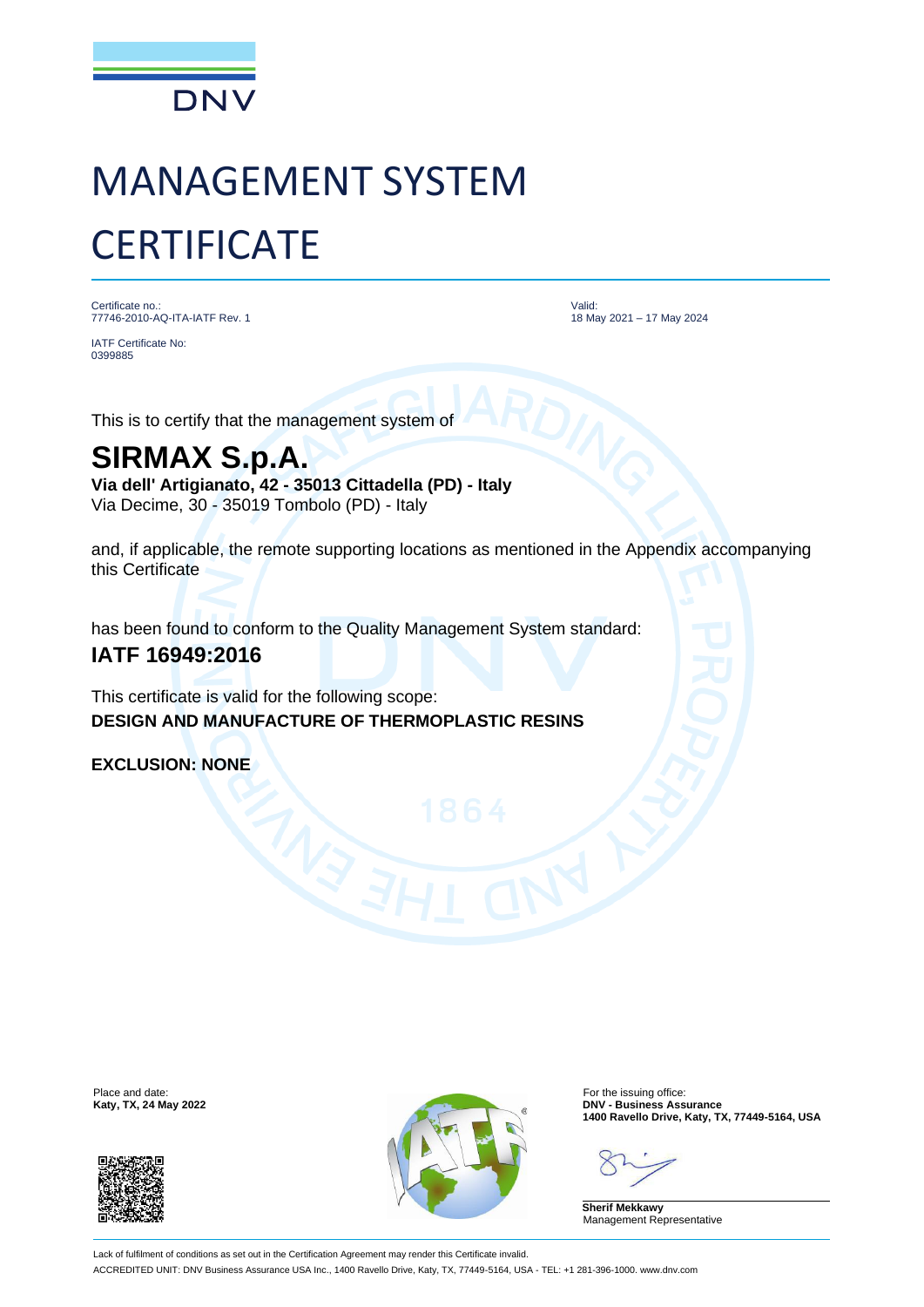DNV

# MANAGEMENT SYSTEM CERTIFICATE

Certificate no.:
77746-2010-AQ-ITA-IATF Rev. 1

Valid:
18 May 2021 – 17 May 2024

IATF Certificate No:
0399885

This is to certify that the management system of

## SIRMAX S.p.A.

**Via dell' Artigianato, 42 - 35013 Cittadella (PD) - Italy**
Via Decime, 30 - 35019 Tombolo (PD) - Italy

and, if applicable, the remote supporting locations as mentioned in the Appendix accompanying this Certificate

has been found to conform to the Quality Management System standard:

**IATF 16949:2016**

This certificate is valid for the following scope:
**DESIGN AND MANUFACTURE OF THERMOPLASTIC RESINS**

**EXCLUSION: NONE**

Place and date:
**Katy, TX, 24 May 2022**

For the issuing office:
**DNV - Business Assurance**
**1400 Ravello Drive, Katy, TX, 77449-5164, USA**

**Sherif Mekkawy**
Management Representative

Lack of fulfilment of conditions as set out in the Certification Agreement may render this Certificate invalid.
ACCREDITED UNIT: DNV Business Assurance USA Inc., 1400 Ravello Drive, Katy, TX, 77449-5164, USA - TEL: +1 281-396-1000. www.dnv.com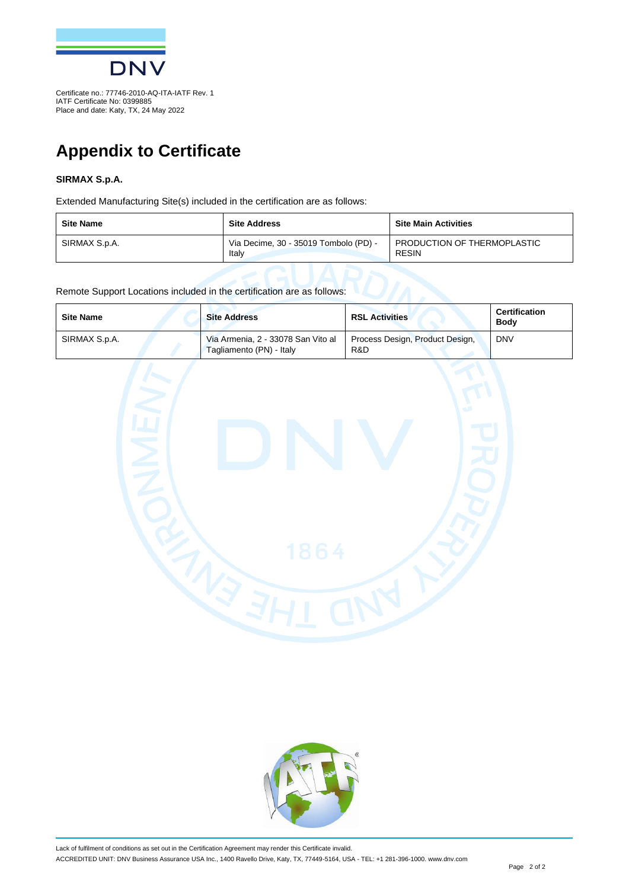Certificate no.: 77746-2010-AQ-ITA-IATF Rev. 1
IATF Certificate No: 0399885
Place and date: Katy, TX, 24 May 2022

# Appendix to Certificate

**SIRMAX S.p.A.**

Extended Manufacturing Site(s) included in the certification are as follows:

| Site Name | Site Address | Site Main Activities |
| --- | --- | --- |
| SIRMAX S.p.A. | Via Decime, 30 - 35019 Tombolo (PD) - Italy | PRODUCTION OF THERMOPLASTIC RESIN |

Remote Support Locations included in the certification are as follows:

| Site Name | Site Address | RSL Activities | Certification Body |
| --- | --- | --- | --- |
| SIRMAX S.p.A. | Via Armenia, 2 - 33078 San Vito al Tagliamento (PN) - Italy | Process Design, Product Design, R&D | DNV |

Lack of fulfilment of conditions as set out in the Certification Agreement may render this Certificate invalid.

ACCREDITED UNIT: DNV Business Assurance USA Inc., 1400 Ravello Drive, Katy, TX, 77449-5164, USA - TEL: +1 281-396-1000. www.dnv.com